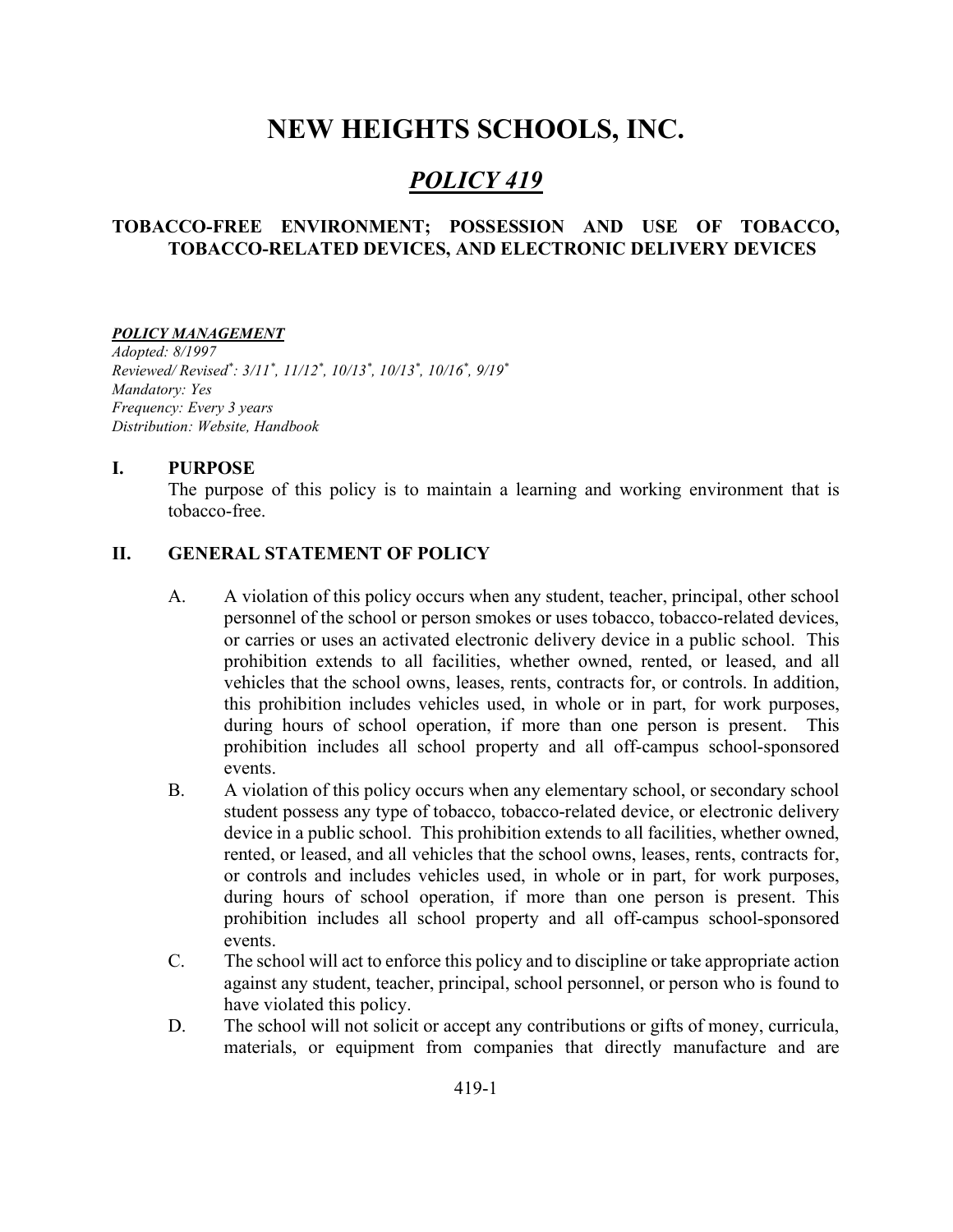# NEW HEIGHTS SCHOOLS, INC.

## *POLICY 419*

### TOBACCO-FREE ENVIRONMENT; POSSESSION AND USE OF TOBACCO, TOBACCO-RELATED DEVICES, AND ELECTRONIC DELIVERY DEVICES

***POLICY MANAGEMENT***

*Adopted: 8/1997*
*Reviewed/ Revised\*: 3/11\*, 11/12\*, 10/13\*, 10/13\*, 10/16\*, 9/19\**
*Mandatory: Yes*
*Frequency: Every 3 years*
*Distribution: Website, Handbook*

## I. PURPOSE

The purpose of this policy is to maintain a learning and working environment that is tobacco-free.

## II. GENERAL STATEMENT OF POLICY

A. A violation of this policy occurs when any student, teacher, principal, other school personnel of the school or person smokes or uses tobacco, tobacco-related devices, or carries or uses an activated electronic delivery device in a public school. This prohibition extends to all facilities, whether owned, rented, or leased, and all vehicles that the school owns, leases, rents, contracts for, or controls. In addition, this prohibition includes vehicles used, in whole or in part, for work purposes, during hours of school operation, if more than one person is present. This prohibition includes all school property and all off-campus school-sponsored events.

B. A violation of this policy occurs when any elementary school, or secondary school student possess any type of tobacco, tobacco-related device, or electronic delivery device in a public school. This prohibition extends to all facilities, whether owned, rented, or leased, and all vehicles that the school owns, leases, rents, contracts for, or controls and includes vehicles used, in whole or in part, for work purposes, during hours of school operation, if more than one person is present. This prohibition includes all school property and all off-campus school-sponsored events.

C. The school will act to enforce this policy and to discipline or take appropriate action against any student, teacher, principal, school personnel, or person who is found to have violated this policy.

D. The school will not solicit or accept any contributions or gifts of money, curricula, materials, or equipment from companies that directly manufacture and are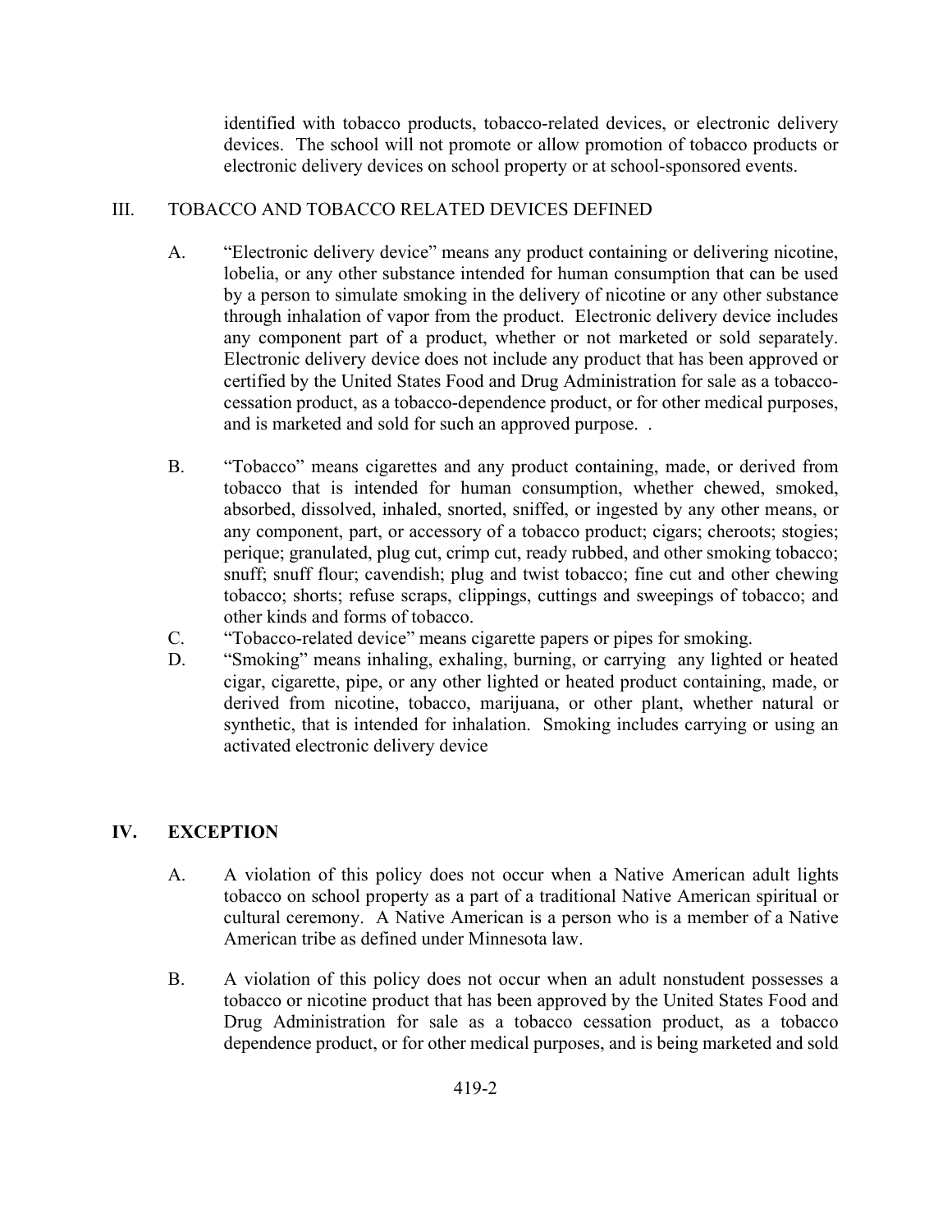identified with tobacco products, tobacco-related devices, or electronic delivery devices. The school will not promote or allow promotion of tobacco products or electronic delivery devices on school property or at school-sponsored events.

## III. TOBACCO AND TOBACCO RELATED DEVICES DEFINED

A. "Electronic delivery device" means any product containing or delivering nicotine, lobelia, or any other substance intended for human consumption that can be used by a person to simulate smoking in the delivery of nicotine or any other substance through inhalation of vapor from the product. Electronic delivery device includes any component part of a product, whether or not marketed or sold separately. Electronic delivery device does not include any product that has been approved or certified by the United States Food and Drug Administration for sale as a tobacco-cessation product, as a tobacco-dependence product, or for other medical purposes, and is marketed and sold for such an approved purpose. .

B. "Tobacco" means cigarettes and any product containing, made, or derived from tobacco that is intended for human consumption, whether chewed, smoked, absorbed, dissolved, inhaled, snorted, sniffed, or ingested by any other means, or any component, part, or accessory of a tobacco product; cigars; cheroots; stogies; perique; granulated, plug cut, crimp cut, ready rubbed, and other smoking tobacco; snuff; snuff flour; cavendish; plug and twist tobacco; fine cut and other chewing tobacco; shorts; refuse scraps, clippings, cuttings and sweepings of tobacco; and other kinds and forms of tobacco.

C. "Tobacco-related device" means cigarette papers or pipes for smoking.

D. "Smoking" means inhaling, exhaling, burning, or carrying any lighted or heated cigar, cigarette, pipe, or any other lighted or heated product containing, made, or derived from nicotine, tobacco, marijuana, or other plant, whether natural or synthetic, that is intended for inhalation. Smoking includes carrying or using an activated electronic delivery device

## IV. EXCEPTION

A. A violation of this policy does not occur when a Native American adult lights tobacco on school property as a part of a traditional Native American spiritual or cultural ceremony. A Native American is a person who is a member of a Native American tribe as defined under Minnesota law.

B. A violation of this policy does not occur when an adult nonstudent possesses a tobacco or nicotine product that has been approved by the United States Food and Drug Administration for sale as a tobacco cessation product, as a tobacco dependence product, or for other medical purposes, and is being marketed and sold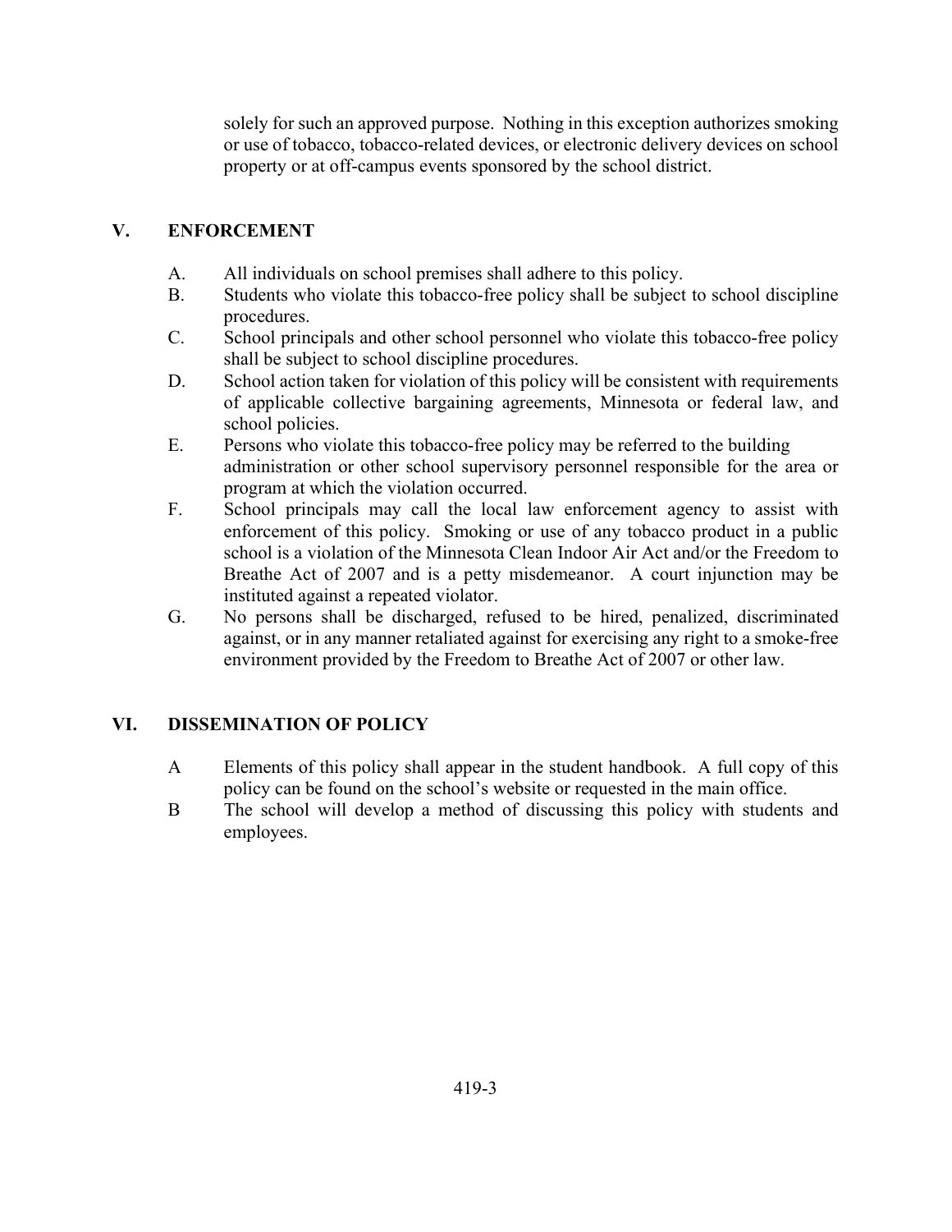solely for such an approved purpose. Nothing in this exception authorizes smoking or use of tobacco, tobacco-related devices, or electronic delivery devices on school property or at off-campus events sponsored by the school district.

## V. ENFORCEMENT

A. All individuals on school premises shall adhere to this policy.

B. Students who violate this tobacco-free policy shall be subject to school discipline procedures.

C. School principals and other school personnel who violate this tobacco-free policy shall be subject to school discipline procedures.

D. School action taken for violation of this policy will be consistent with requirements of applicable collective bargaining agreements, Minnesota or federal law, and school policies.

E. Persons who violate this tobacco-free policy may be referred to the building administration or other school supervisory personnel responsible for the area or program at which the violation occurred.

F. School principals may call the local law enforcement agency to assist with enforcement of this policy. Smoking or use of any tobacco product in a public school is a violation of the Minnesota Clean Indoor Air Act and/or the Freedom to Breathe Act of 2007 and is a petty misdemeanor. A court injunction may be instituted against a repeated violator.

G. No persons shall be discharged, refused to be hired, penalized, discriminated against, or in any manner retaliated against for exercising any right to a smoke-free environment provided by the Freedom to Breathe Act of 2007 or other law.

## VI. DISSEMINATION OF POLICY

A Elements of this policy shall appear in the student handbook. A full copy of this policy can be found on the school's website or requested in the main office.

B The school will develop a method of discussing this policy with students and employees.